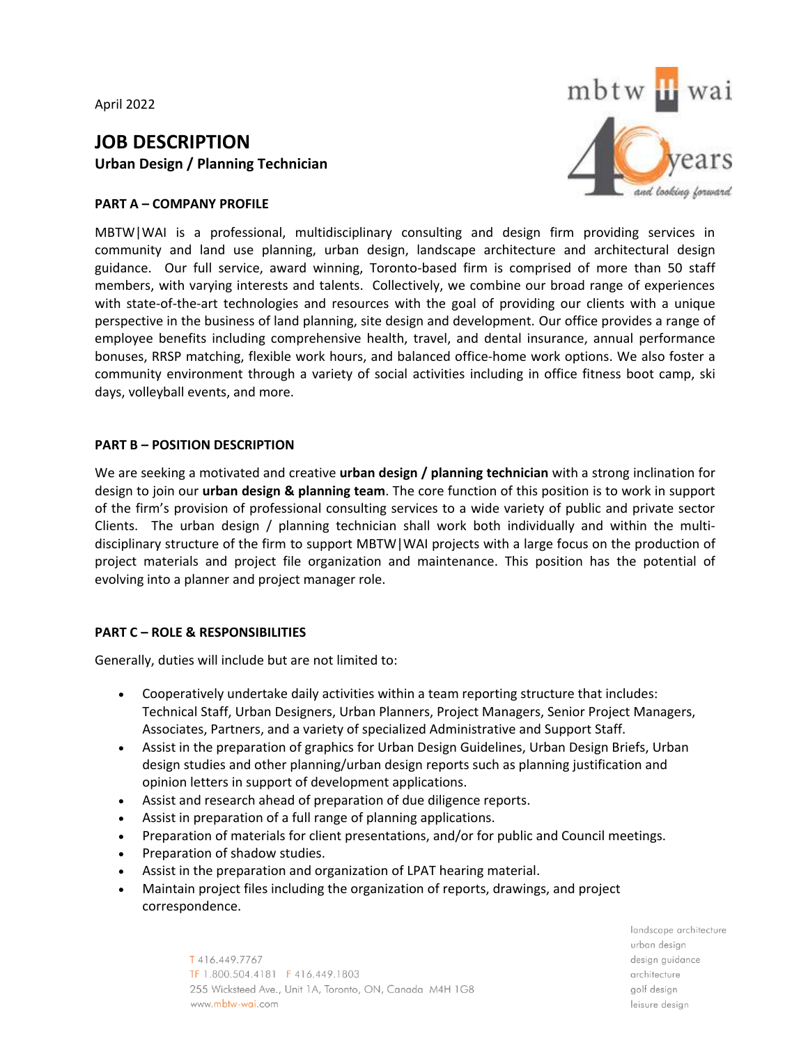April 2022

# JOB DESCRIPTION

**Urban Design / Planning Technician**

## PART A – COMPANY PROFILE

MBTW|WAI is a professional, multidisciplinary consulting and design firm providing services in community and land use planning, urban design, landscape architecture and architectural design guidance. Our full service, award winning, Toronto-based firm is comprised of more than 50 staff members, with varying interests and talents. Collectively, we combine our broad range of experiences with state-of-the-art technologies and resources with the goal of providing our clients with a unique perspective in the business of land planning, site design and development. Our office provides a range of employee benefits including comprehensive health, travel, and dental insurance, annual performance bonuses, RRSP matching, flexible work hours, and balanced office-home work options. We also foster a community environment through a variety of social activities including in office fitness boot camp, ski days, volleyball events, and more.

## PART B – POSITION DESCRIPTION

We are seeking a motivated and creative **urban design / planning technician** with a strong inclination for design to join our **urban design & planning team**. The core function of this position is to work in support of the firm's provision of professional consulting services to a wide variety of public and private sector Clients. The urban design / planning technician shall work both individually and within the multi-disciplinary structure of the firm to support MBTW|WAI projects with a large focus on the production of project materials and project file organization and maintenance. This position has the potential of evolving into a planner and project manager role.

## PART C – ROLE & RESPONSIBILITIES

Generally, duties will include but are not limited to:

- Cooperatively undertake daily activities within a team reporting structure that includes: Technical Staff, Urban Designers, Urban Planners, Project Managers, Senior Project Managers, Associates, Partners, and a variety of specialized Administrative and Support Staff.
- Assist in the preparation of graphics for Urban Design Guidelines, Urban Design Briefs, Urban design studies and other planning/urban design reports such as planning justification and opinion letters in support of development applications.
- Assist and research ahead of preparation of due diligence reports.
- Assist in preparation of a full range of planning applications.
- Preparation of materials for client presentations, and/or for public and Council meetings.
- Preparation of shadow studies.
- Assist in the preparation and organization of LPAT hearing material.
- Maintain project files including the organization of reports, drawings, and project correspondence.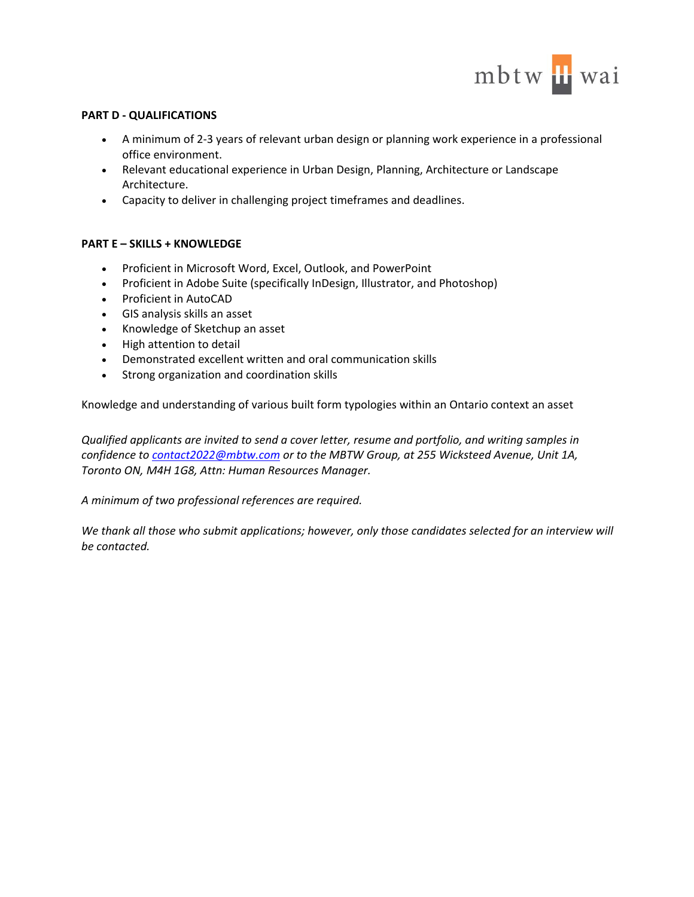**PART D - QUALIFICATIONS**

- A minimum of 2-3 years of relevant urban design or planning work experience in a professional office environment.
- Relevant educational experience in Urban Design, Planning, Architecture or Landscape Architecture.
- Capacity to deliver in challenging project timeframes and deadlines.

**PART E – SKILLS + KNOWLEDGE**

- Proficient in Microsoft Word, Excel, Outlook, and PowerPoint
- Proficient in Adobe Suite (specifically InDesign, Illustrator, and Photoshop)
- Proficient in AutoCAD
- GIS analysis skills an asset
- Knowledge of Sketchup an asset
- High attention to detail
- Demonstrated excellent written and oral communication skills
- Strong organization and coordination skills

Knowledge and understanding of various built form typologies within an Ontario context an asset

*Qualified applicants are invited to send a cover letter, resume and portfolio, and writing samples in confidence to [contact2022@mbtw.com](mailto:contact2022@mbtw.com) or to the MBTW Group, at 255 Wicksteed Avenue, Unit 1A, Toronto ON, M4H 1G8, Attn: Human Resources Manager.*

*A minimum of two professional references are required.*

*We thank all those who submit applications; however, only those candidates selected for an interview will be contacted.*